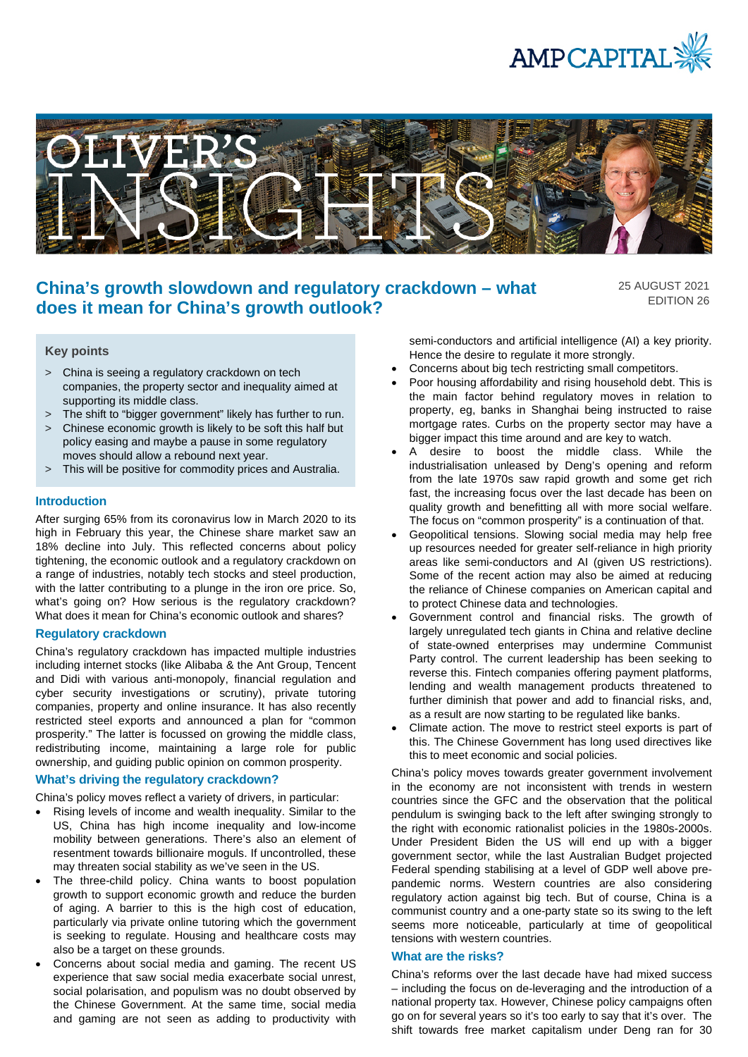# China's growth slowdown and regulatory crackdown – what does it mean for China's growth outlook?

25 AUGUST 2021
EDITION 26

## Key points

> China is seeing a regulatory crackdown on tech companies, the property sector and inequality aimed at supporting its middle class.

> The shift to "bigger government" likely has further to run.

> Chinese economic growth is likely to be soft this half but policy easing and maybe a pause in some regulatory moves should allow a rebound next year.

> This will be positive for commodity prices and Australia.

## Introduction

After surging 65% from its coronavirus low in March 2020 to its high in February this year, the Chinese share market saw an 18% decline into July. This reflected concerns about policy tightening, the economic outlook and a regulatory crackdown on a range of industries, notably tech stocks and steel production, with the latter contributing to a plunge in the iron ore price. So, what's going on? How serious is the regulatory crackdown? What does it mean for China's economic outlook and shares?

## Regulatory crackdown

China's regulatory crackdown has impacted multiple industries including internet stocks (like Alibaba & the Ant Group, Tencent and Didi with various anti-monopoly, financial regulation and cyber security investigations or scrutiny), private tutoring companies, property and online insurance. It has also recently restricted steel exports and announced a plan for "common prosperity." The latter is focussed on growing the middle class, redistributing income, maintaining a large role for public ownership, and guiding public opinion on common prosperity.

## What's driving the regulatory crackdown?

China's policy moves reflect a variety of drivers, in particular:

- Rising levels of income and wealth inequality. Similar to the US, China has high income inequality and low-income mobility between generations. There's also an element of resentment towards billionaire moguls. If uncontrolled, these may threaten social stability as we've seen in the US.
- The three-child policy. China wants to boost population growth to support economic growth and reduce the burden of aging. A barrier to this is the high cost of education, particularly via private online tutoring which the government is seeking to regulate. Housing and healthcare costs may also be a target on these grounds.
- Concerns about social media and gaming. The recent US experience that saw social media exacerbate social unrest, social polarisation, and populism was no doubt observed by the Chinese Government. At the same time, social media and gaming are not seen as adding to productivity with semi-conductors and artificial intelligence (AI) a key priority. Hence the desire to regulate it more strongly.
- Concerns about big tech restricting small competitors.
- Poor housing affordability and rising household debt. This is the main factor behind regulatory moves in relation to property, eg, banks in Shanghai being instructed to raise mortgage rates. Curbs on the property sector may have a bigger impact this time around and are key to watch.
- A desire to boost the middle class. While the industrialisation unleased by Deng's opening and reform from the late 1970s saw rapid growth and some get rich fast, the increasing focus over the last decade has been on quality growth and benefitting all with more social welfare. The focus on "common prosperity" is a continuation of that.
- Geopolitical tensions. Slowing social media may help free up resources needed for greater self-reliance in high priority areas like semi-conductors and AI (given US restrictions). Some of the recent action may also be aimed at reducing the reliance of Chinese companies on American capital and to protect Chinese data and technologies.
- Government control and financial risks. The growth of largely unregulated tech giants in China and relative decline of state-owned enterprises may undermine Communist Party control. The current leadership has been seeking to reverse this. Fintech companies offering payment platforms, lending and wealth management products threatened to further diminish that power and add to financial risks, and, as a result are now starting to be regulated like banks.
- Climate action. The move to restrict steel exports is part of this. The Chinese Government has long used directives like this to meet economic and social policies.

China's policy moves towards greater government involvement in the economy are not inconsistent with trends in western countries since the GFC and the observation that the political pendulum is swinging back to the left after swinging strongly to the right with economic rationalist policies in the 1980s-2000s. Under President Biden the US will end up with a bigger government sector, while the last Australian Budget projected Federal spending stabilising at a level of GDP well above pre-pandemic norms. Western countries are also considering regulatory action against big tech. But of course, China is a communist country and a one-party state so its swing to the left seems more noticeable, particularly at time of geopolitical tensions with western countries.

## What are the risks?

China's reforms over the last decade have had mixed success – including the focus on de-leveraging and the introduction of a national property tax. However, Chinese policy campaigns often go on for several years so it's too early to say that it's over. The shift towards free market capitalism under Deng ran for 30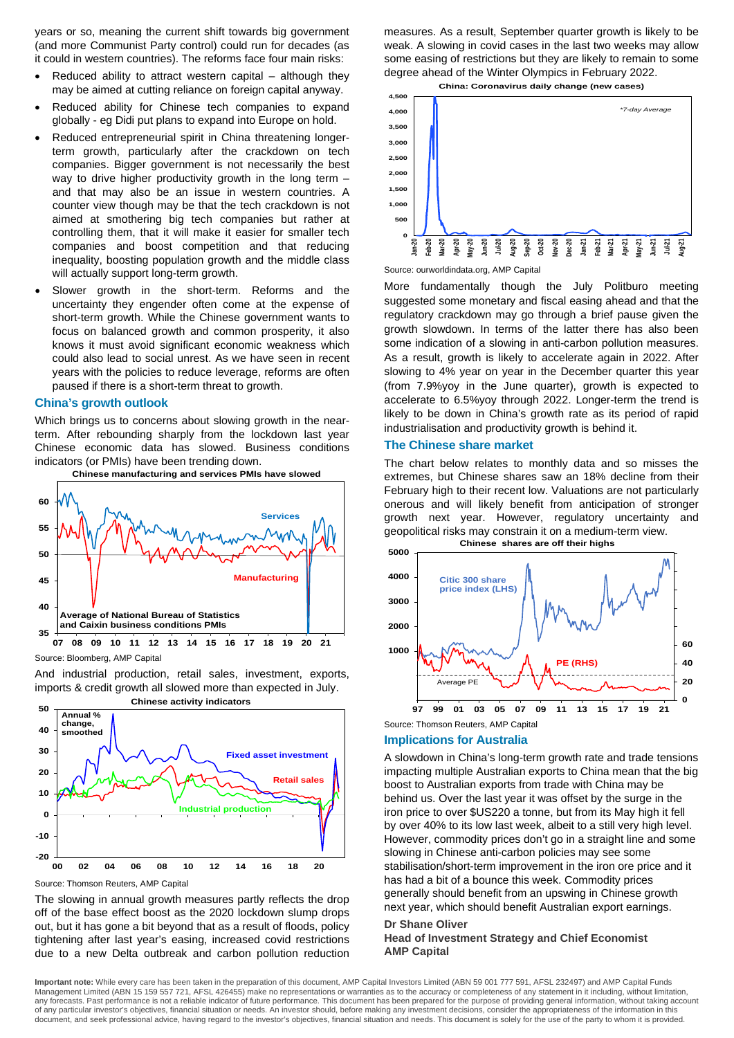years or so, meaning the current shift towards big government (and more Communist Party control) could run for decades (as it could in western countries). The reforms face four main risks:

- Reduced ability to attract western capital – although they may be aimed at cutting reliance on foreign capital anyway.
- Reduced ability for Chinese tech companies to expand globally - eg Didi put plans to expand into Europe on hold.
- Reduced entrepreneurial spirit in China threatening longer-term growth, particularly after the crackdown on tech companies. Bigger government is not necessarily the best way to drive higher productivity growth in the long term – and that may also be an issue in western countries. A counter view though may be that the tech crackdown is not aimed at smothering big tech companies but rather at controlling them, that it will make it easier for smaller tech companies and boost competition and that reducing inequality, boosting population growth and the middle class will actually support long-term growth.
- Slower growth in the short-term. Reforms and the uncertainty they engender often come at the expense of short-term growth. While the Chinese government wants to focus on balanced growth and common prosperity, it also knows it must avoid significant economic weakness which could also lead to social unrest. As we have seen in recent years with the policies to reduce leverage, reforms are often paused if there is a short-term threat to growth.

## China's growth outlook

Which brings us to concerns about slowing growth in the near-term. After rebounding sharply from the lockdown last year Chinese economic data has slowed. Business conditions indicators (or PMIs) have been trending down.

Chinese manufacturing and services PMIs have slowed

Services
Manufacturing
Average of National Bureau of Statistics and Caixin business conditions PMIs

Source: Bloomberg, AMP Capital

And industrial production, retail sales, investment, exports, imports & credit growth all slowed more than expected in July.

Chinese activity indicators

Annual % change, smoothed
Fixed asset investment
Retail sales
Industrial production

Source: Thomson Reuters, AMP Capital

The slowing in annual growth measures partly reflects the drop off of the base effect boost as the 2020 lockdown slump drops out, but it has gone a bit beyond that as a result of floods, policy tightening after last year's easing, increased covid restrictions due to a new Delta outbreak and carbon pollution reduction measures. As a result, September quarter growth is likely to be weak. A slowing in covid cases in the last two weeks may allow some easing of restrictions but they are likely to remain to some degree ahead of the Winter Olympics in February 2022.

China: Coronavirus daily change (new cases)

*7-day Average

Source: ourworldindata.org, AMP Capital

More fundamentally though the July Politburo meeting suggested some monetary and fiscal easing ahead and that the regulatory crackdown may go through a brief pause given the growth slowdown. In terms of the latter there has also been some indication of a slowing in anti-carbon pollution measures. As a result, growth is likely to accelerate again in 2022. After slowing to 4% year on year in the December quarter this year (from 7.9%yoy in the June quarter), growth is expected to accelerate to 6.5%yoy through 2022. Longer-term the trend is likely to be down in China's growth rate as its period of rapid industrialisation and productivity growth is behind it.

## The Chinese share market

The chart below relates to monthly data and so misses the extremes, but Chinese shares saw an 18% decline from their February high to their recent low. Valuations are not particularly onerous and will likely benefit from anticipation of stronger growth next year. However, regulatory uncertainty and geopolitical risks may constrain it on a medium-term view.

Chinese shares are off their highs

Citic 300 share price index (LHS)
PE (RHS)
Average PE

Source: Thomson Reuters, AMP Capital

## Implications for Australia

A slowdown in China's long-term growth rate and trade tensions impacting multiple Australian exports to China mean that the big boost to Australian exports from trade with China may be behind us. Over the last year it was offset by the surge in the iron price to over $US220 a tonne, but from its May high it fell by over 40% to its low last week, albeit to a still very high level. However, commodity prices don't go in a straight line and some slowing in Chinese anti-carbon policies may see some stabilisation/short-term improvement in the iron ore price and it has had a bit of a bounce this week. Commodity prices generally should benefit from an upswing in Chinese growth next year, which should benefit Australian export earnings.

**Dr Shane Oliver**
**Head of Investment Strategy and Chief Economist**
**AMP Capital**

**Important note:** While every care has been taken in the preparation of this document, AMP Capital Investors Limited (ABN 59 001 777 591, AFSL 232497) and AMP Capital Funds Management Limited (ABN 15 159 557 721, AFSL 426455) make no representations or warranties as to the accuracy or completeness of any statement in it including, without limitation, any forecasts. Past performance is not a reliable indicator of future performance. This document has been prepared for the purpose of providing general information, without taking account of any particular investor's objectives, financial situation or needs. An investor should, before making any investment decisions, consider the appropriateness of the information in this document, and seek professional advice, having regard to the investor's objectives, financial situation and needs. This document is solely for the use of the party to whom it is provided.